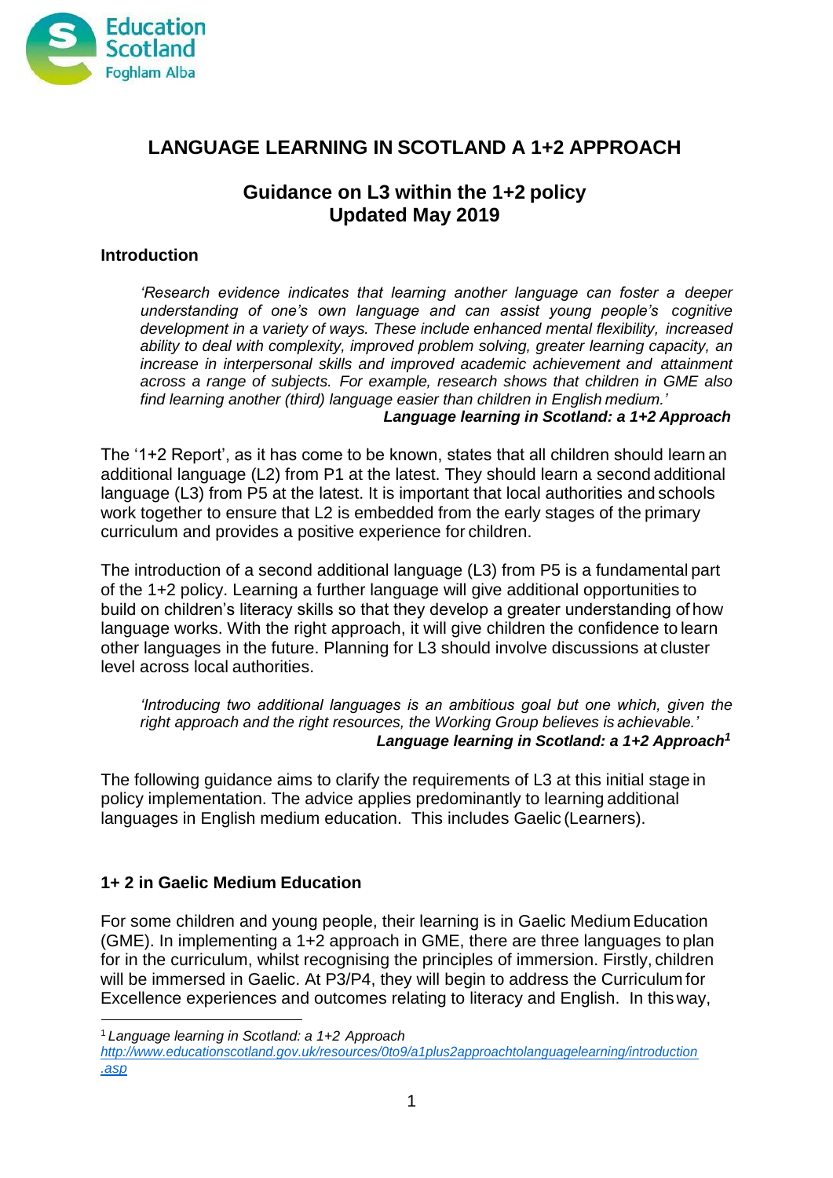# LANGUAGE LEARNING IN SCOTLAND A 1+2 APPROACH

## Guidance on L3 within the 1+2 policy
## Updated May 2019

### Introduction

> *'Research evidence indicates that learning another language can foster a deeper understanding of one's own language and can assist young people's cognitive development in a variety of ways. These include enhanced mental flexibility, increased ability to deal with complexity, improved problem solving, greater learning capacity, an increase in interpersonal skills and improved academic achievement and attainment across a range of subjects. For example, research shows that children in GME also find learning another (third) language easier than children in English medium.'*
>
> ***Language learning in Scotland: a 1+2 Approach***

The '1+2 Report', as it has come to be known, states that all children should learn an additional language (L2) from P1 at the latest. They should learn a second additional language (L3) from P5 at the latest. It is important that local authorities and schools work together to ensure that L2 is embedded from the early stages of the primary curriculum and provides a positive experience for children.

The introduction of a second additional language (L3) from P5 is a fundamental part of the 1+2 policy. Learning a further language will give additional opportunities to build on children's literacy skills so that they develop a greater understanding of how language works. With the right approach, it will give children the confidence to learn other languages in the future. Planning for L3 should involve discussions at cluster level across local authorities.

> *'Introducing two additional languages is an ambitious goal but one which, given the right approach and the right resources, the Working Group believes is achievable.'*
>
> ***Language learning in Scotland: a 1+2 Approach***[1]

The following guidance aims to clarify the requirements of L3 at this initial stage in policy implementation. The advice applies predominantly to learning additional languages in English medium education. This includes Gaelic (Learners).

### 1+ 2 in Gaelic Medium Education

For some children and young people, their learning is in Gaelic Medium Education (GME). In implementing a 1+2 approach in GME, there are three languages to plan for in the curriculum, whilst recognising the principles of immersion. Firstly, children will be immersed in Gaelic. At P3/P4, they will begin to address the Curriculum for Excellence experiences and outcomes relating to literacy and English. In this way,

[1] *Language learning in Scotland: a 1+2 Approach* http://www.educationscotland.gov.uk/resources/0to9/a1plus2approachtolanguagelearning/introduction.asp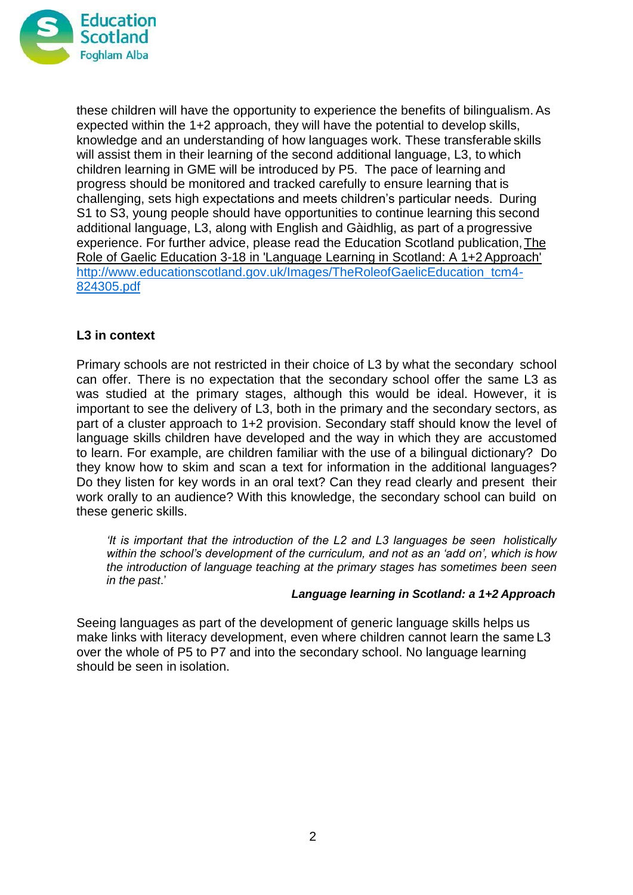these children will have the opportunity to experience the benefits of bilingualism. As expected within the 1+2 approach, they will have the potential to develop skills, knowledge and an understanding of how languages work. These transferable skills will assist them in their learning of the second additional language, L3, to which children learning in GME will be introduced by P5. The pace of learning and progress should be monitored and tracked carefully to ensure learning that is challenging, sets high expectations and meets children's particular needs. During S1 to S3, young people should have opportunities to continue learning this second additional language, L3, along with English and Gàidhlig, as part of a progressive experience. For further advice, please read the Education Scotland publication, The Role of Gaelic Education 3-18 in 'Language Learning in Scotland: A 1+2 Approach' http://www.educationscotland.gov.uk/Images/TheRoleofGaelicEducation_tcm4-824305.pdf

**L3 in context**

Primary schools are not restricted in their choice of L3 by what the secondary school can offer. There is no expectation that the secondary school offer the same L3 as was studied at the primary stages, although this would be ideal. However, it is important to see the delivery of L3, both in the primary and the secondary sectors, as part of a cluster approach to 1+2 provision. Secondary staff should know the level of language skills children have developed and the way in which they are accustomed to learn. For example, are children familiar with the use of a bilingual dictionary? Do they know how to skim and scan a text for information in the additional languages? Do they listen for key words in an oral text? Can they read clearly and present their work orally to an audience? With this knowledge, the secondary school can build on these generic skills.

> *'It is important that the introduction of the L2 and L3 languages be seen holistically within the school's development of the curriculum, and not as an 'add on', which is how the introduction of language teaching at the primary stages has sometimes been seen in the past.'*
>
> ***Language learning in Scotland: a 1+2 Approach***

Seeing languages as part of the development of generic language skills helps us make links with literacy development, even where children cannot learn the same L3 over the whole of P5 to P7 and into the secondary school. No language learning should be seen in isolation.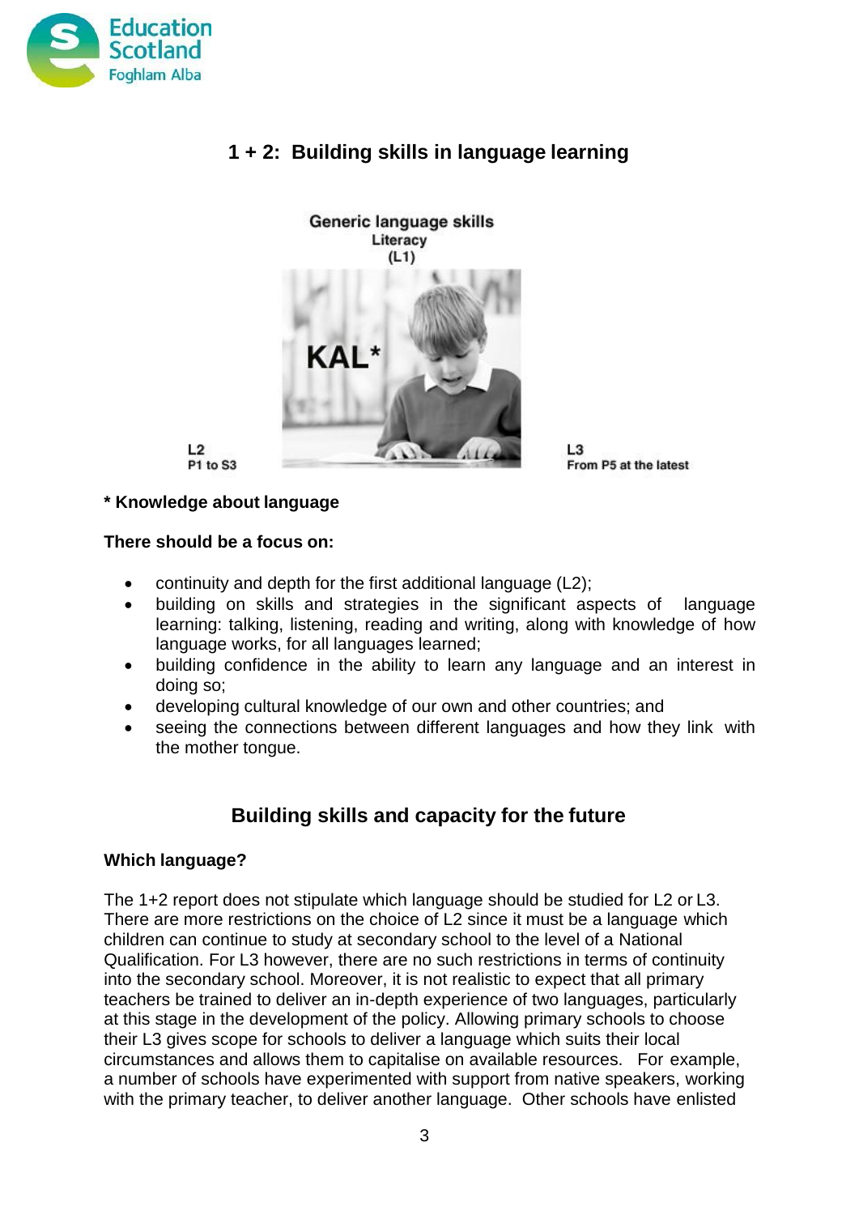# 1 + 2: Building skills in language learning

Generic language skills
Literacy
(L1)

KAL*

L2
P1 to S3

L3
From P5 at the latest

**\* Knowledge about language**

**There should be a focus on:**

- continuity and depth for the first additional language (L2);
- building on skills and strategies in the significant aspects of language learning: talking, listening, reading and writing, along with knowledge of how language works, for all languages learned;
- building confidence in the ability to learn any language and an interest in doing so;
- developing cultural knowledge of our own and other countries; and
- seeing the connections between different languages and how they link with the mother tongue.

## Building skills and capacity for the future

**Which language?**

The 1+2 report does not stipulate which language should be studied for L2 or L3. There are more restrictions on the choice of L2 since it must be a language which children can continue to study at secondary school to the level of a National Qualification. For L3 however, there are no such restrictions in terms of continuity into the secondary school. Moreover, it is not realistic to expect that all primary teachers be trained to deliver an in-depth experience of two languages, particularly at this stage in the development of the policy. Allowing primary schools to choose their L3 gives scope for schools to deliver a language which suits their local circumstances and allows them to capitalise on available resources. For example, a number of schools have experimented with support from native speakers, working with the primary teacher, to deliver another language. Other schools have enlisted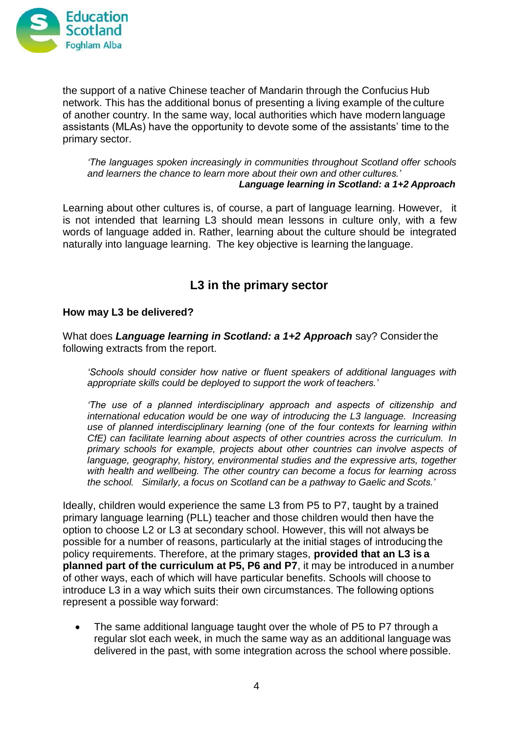the support of a native Chinese teacher of Mandarin through the Confucius Hub network. This has the additional bonus of presenting a living example of the culture of another country. In the same way, local authorities which have modern language assistants (MLAs) have the opportunity to devote some of the assistants' time to the primary sector.

> *'The languages spoken increasingly in communities throughout Scotland offer schools and learners the chance to learn more about their own and other cultures.'*
> ***Language learning in Scotland: a 1+2 Approach***

Learning about other cultures is, of course, a part of language learning. However, it is not intended that learning L3 should mean lessons in culture only, with a few words of language added in. Rather, learning about the culture should be integrated naturally into language learning. The key objective is learning the language.

## L3 in the primary sector

### How may L3 be delivered?

What does ***Language learning in Scotland: a 1+2 Approach*** say? Consider the following extracts from the report.

> *'Schools should consider how native or fluent speakers of additional languages with appropriate skills could be deployed to support the work of teachers.'*

> *'The use of a planned interdisciplinary approach and aspects of citizenship and international education would be one way of introducing the L3 language. Increasing use of planned interdisciplinary learning (one of the four contexts for learning within CfE) can facilitate learning about aspects of other countries across the curriculum. In primary schools for example, projects about other countries can involve aspects of language, geography, history, environmental studies and the expressive arts, together with health and wellbeing. The other country can become a focus for learning across the school. Similarly, a focus on Scotland can be a pathway to Gaelic and Scots.'*

Ideally, children would experience the same L3 from P5 to P7, taught by a trained primary language learning (PLL) teacher and those children would then have the option to choose L2 or L3 at secondary school. However, this will not always be possible for a number of reasons, particularly at the initial stages of introducing the policy requirements. Therefore, at the primary stages, **provided that an L3 is a planned part of the curriculum at P5, P6 and P7**, it may be introduced in a number of other ways, each of which will have particular benefits. Schools will choose to introduce L3 in a way which suits their own circumstances. The following options represent a possible way forward:

- The same additional language taught over the whole of P5 to P7 through a regular slot each week, in much the same way as an additional language was delivered in the past, with some integration across the school where possible.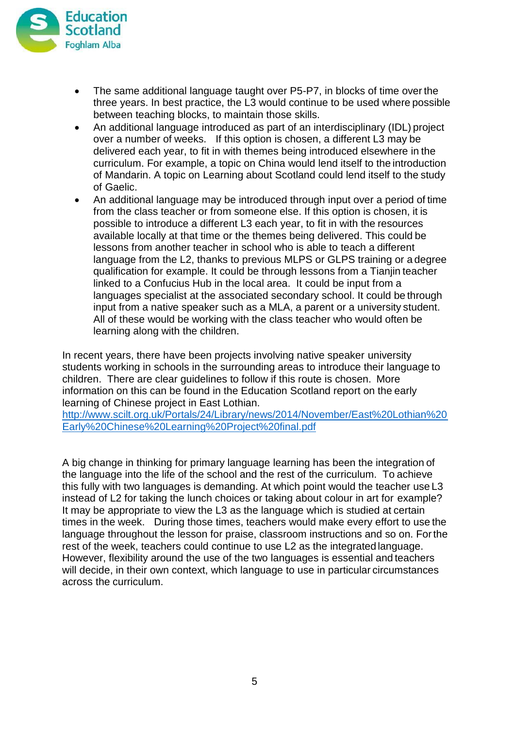- The same additional language taught over P5-P7, in blocks of time over the three years. In best practice, the L3 would continue to be used where possible between teaching blocks, to maintain those skills.
- An additional language introduced as part of an interdisciplinary (IDL) project over a number of weeks. If this option is chosen, a different L3 may be delivered each year, to fit in with themes being introduced elsewhere in the curriculum. For example, a topic on China would lend itself to the introduction of Mandarin. A topic on Learning about Scotland could lend itself to the study of Gaelic.
- An additional language may be introduced through input over a period of time from the class teacher or from someone else. If this option is chosen, it is possible to introduce a different L3 each year, to fit in with the resources available locally at that time or the themes being delivered. This could be lessons from another teacher in school who is able to teach a different language from the L2, thanks to previous MLPS or GLPS training or a degree qualification for example. It could be through lessons from a Tianjin teacher linked to a Confucius Hub in the local area. It could be input from a languages specialist at the associated secondary school. It could be through input from a native speaker such as a MLA, a parent or a university student. All of these would be working with the class teacher who would often be learning along with the children.

In recent years, there have been projects involving native speaker university students working in schools in the surrounding areas to introduce their language to children. There are clear guidelines to follow if this route is chosen. More information on this can be found in the Education Scotland report on the early learning of Chinese project in East Lothian.
[http://www.scilt.org.uk/Portals/24/Library/news/2014/November/East%20Lothian%20Early%20Chinese%20Learning%20Project%20final.pdf](http://www.scilt.org.uk/Portals/24/Library/news/2014/November/East%20Lothian%20Early%20Chinese%20Learning%20Project%20final.pdf)

A big change in thinking for primary language learning has been the integration of the language into the life of the school and the rest of the curriculum. To achieve this fully with two languages is demanding. At which point would the teacher use L3 instead of L2 for taking the lunch choices or taking about colour in art for example? It may be appropriate to view the L3 as the language which is studied at certain times in the week. During those times, teachers would make every effort to use the language throughout the lesson for praise, classroom instructions and so on. For the rest of the week, teachers could continue to use L2 as the integrated language. However, flexibility around the use of the two languages is essential and teachers will decide, in their own context, which language to use in particular circumstances across the curriculum.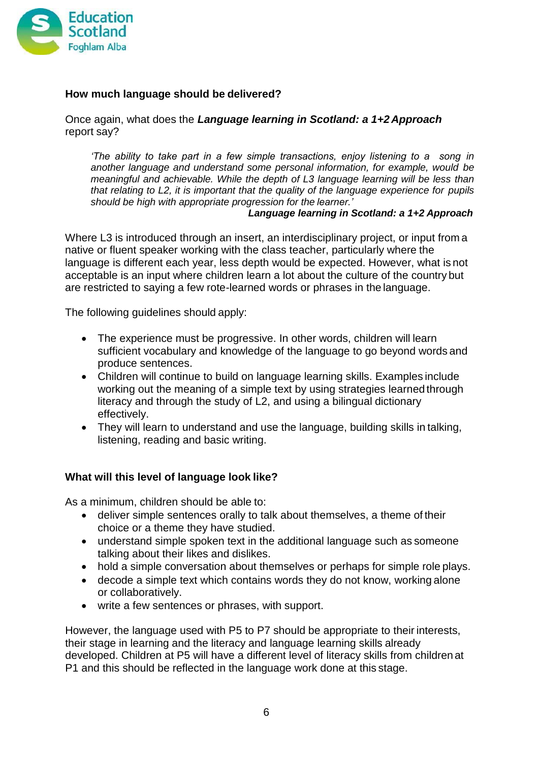## How much language should be delivered?

Once again, what does the ***Language learning in Scotland: a 1+2 Approach*** report say?

> *'The ability to take part in a few simple transactions, enjoy listening to a song in another language and understand some personal information, for example, would be meaningful and achievable. While the depth of L3 language learning will be less than that relating to L2, it is important that the quality of the language experience for pupils should be high with appropriate progression for the learner.'*
>
> ***Language learning in Scotland: a 1+2 Approach***

Where L3 is introduced through an insert, an interdisciplinary project, or input from a native or fluent speaker working with the class teacher, particularly where the language is different each year, less depth would be expected. However, what is not acceptable is an input where children learn a lot about the culture of the country but are restricted to saying a few rote-learned words or phrases in the language.

The following guidelines should apply:

- The experience must be progressive. In other words, children will learn sufficient vocabulary and knowledge of the language to go beyond words and produce sentences.
- Children will continue to build on language learning skills. Examples include working out the meaning of a simple text by using strategies learned through literacy and through the study of L2, and using a bilingual dictionary effectively.
- They will learn to understand and use the language, building skills in talking, listening, reading and basic writing.

## What will this level of language look like?

As a minimum, children should be able to:

- deliver simple sentences orally to talk about themselves, a theme of their choice or a theme they have studied.
- understand simple spoken text in the additional language such as someone talking about their likes and dislikes.
- hold a simple conversation about themselves or perhaps for simple role plays.
- decode a simple text which contains words they do not know, working alone or collaboratively.
- write a few sentences or phrases, with support.

However, the language used with P5 to P7 should be appropriate to their interests, their stage in learning and the literacy and language learning skills already developed. Children at P5 will have a different level of literacy skills from children at P1 and this should be reflected in the language work done at this stage.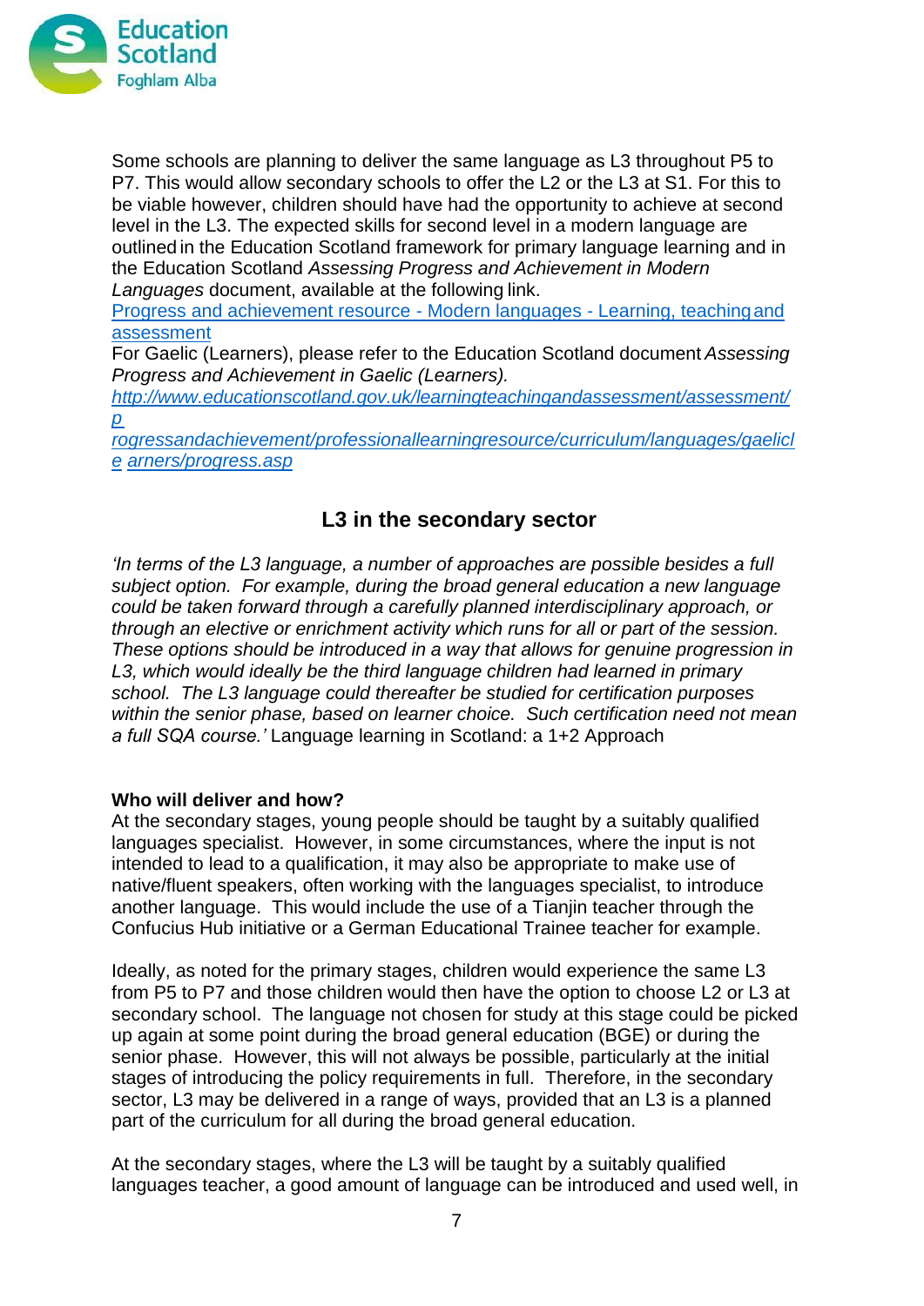Some schools are planning to deliver the same language as L3 throughout P5 to P7. This would allow secondary schools to offer the L2 or the L3 at S1. For this to be viable however, children should have had the opportunity to achieve at second level in the L3. The expected skills for second level in a modern language are outlined in the Education Scotland framework for primary language learning and in the Education Scotland *Assessing Progress and Achievement in Modern Languages* document, available at the following link.

[Progress and achievement resource - Modern languages - Learning, teaching and assessment]()

For Gaelic (Learners), please refer to the Education Scotland document *Assessing Progress and Achievement in Gaelic (Learners).*

*http://www.educationscotland.gov.uk/learningteachingandassessment/assessment/progressandachievement/professionallearningresource/curriculum/languages/gaeliclearners/progress.asp*

## L3 in the secondary sector

*'In terms of the L3 language, a number of approaches are possible besides a full subject option. For example, during the broad general education a new language could be taken forward through a carefully planned interdisciplinary approach, or through an elective or enrichment activity which runs for all or part of the session. These options should be introduced in a way that allows for genuine progression in L3, which would ideally be the third language children had learned in primary school. The L3 language could thereafter be studied for certification purposes within the senior phase, based on learner choice. Such certification need not mean a full SQA course.'* Language learning in Scotland: a 1+2 Approach

**Who will deliver and how?**

At the secondary stages, young people should be taught by a suitably qualified languages specialist. However, in some circumstances, where the input is not intended to lead to a qualification, it may also be appropriate to make use of native/fluent speakers, often working with the languages specialist, to introduce another language. This would include the use of a Tianjin teacher through the Confucius Hub initiative or a German Educational Trainee teacher for example.

Ideally, as noted for the primary stages, children would experience the same L3 from P5 to P7 and those children would then have the option to choose L2 or L3 at secondary school. The language not chosen for study at this stage could be picked up again at some point during the broad general education (BGE) or during the senior phase. However, this will not always be possible, particularly at the initial stages of introducing the policy requirements in full. Therefore, in the secondary sector, L3 may be delivered in a range of ways, provided that an L3 is a planned part of the curriculum for all during the broad general education.

At the secondary stages, where the L3 will be taught by a suitably qualified languages teacher, a good amount of language can be introduced and used well, in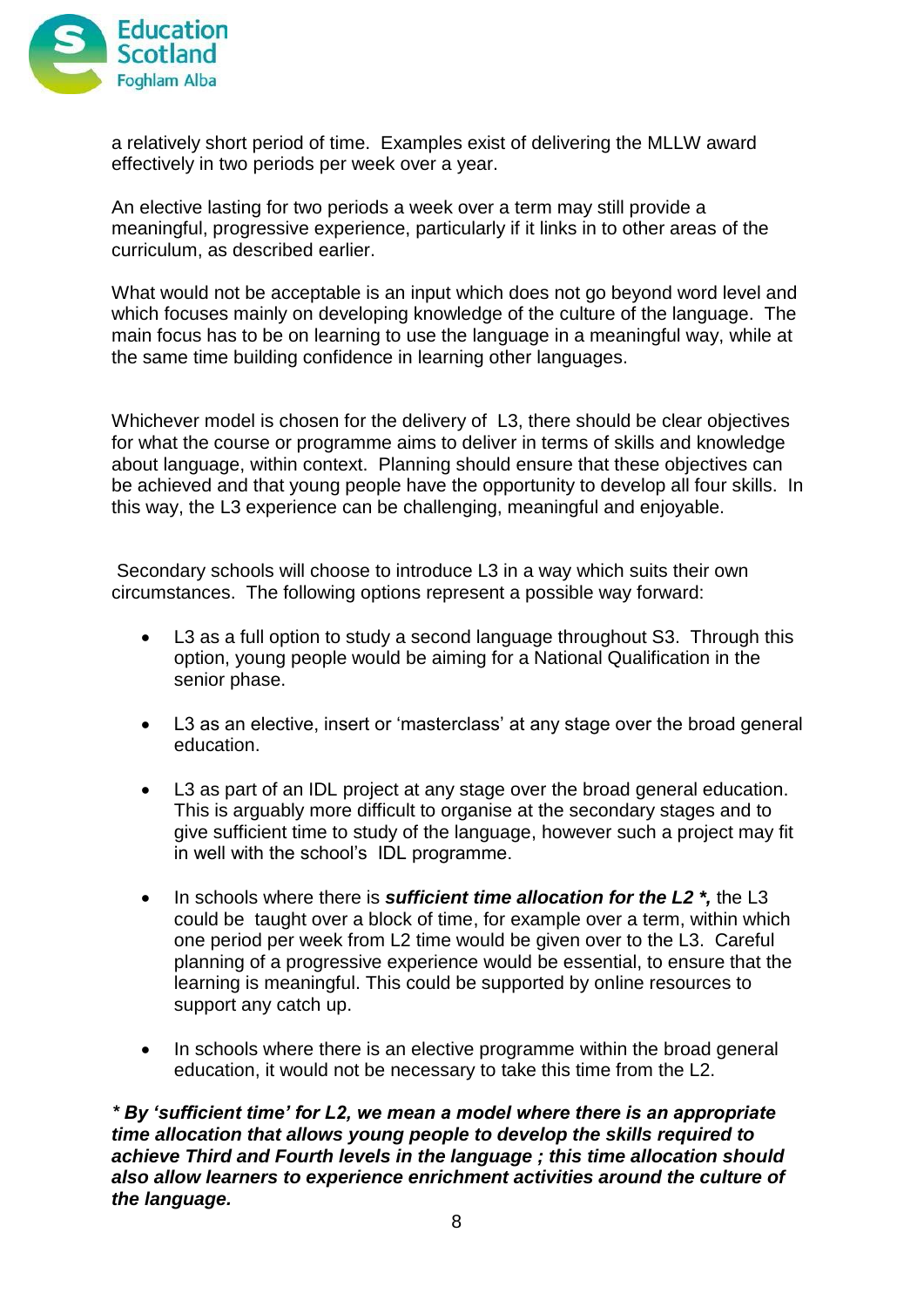a relatively short period of time. Examples exist of delivering the MLLW award effectively in two periods per week over a year.

An elective lasting for two periods a week over a term may still provide a meaningful, progressive experience, particularly if it links in to other areas of the curriculum, as described earlier.

What would not be acceptable is an input which does not go beyond word level and which focuses mainly on developing knowledge of the culture of the language. The main focus has to be on learning to use the language in a meaningful way, while at the same time building confidence in learning other languages.

Whichever model is chosen for the delivery of L3, there should be clear objectives for what the course or programme aims to deliver in terms of skills and knowledge about language, within context. Planning should ensure that these objectives can be achieved and that young people have the opportunity to develop all four skills. In this way, the L3 experience can be challenging, meaningful and enjoyable.

Secondary schools will choose to introduce L3 in a way which suits their own circumstances. The following options represent a possible way forward:

- L3 as a full option to study a second language throughout S3. Through this option, young people would be aiming for a National Qualification in the senior phase.
- L3 as an elective, insert or 'masterclass' at any stage over the broad general education.
- L3 as part of an IDL project at any stage over the broad general education. This is arguably more difficult to organise at the secondary stages and to give sufficient time to study of the language, however such a project may fit in well with the school's IDL programme.
- In schools where there is ***sufficient time allocation for the L2 \*,*** the L3 could be taught over a block of time, for example over a term, within which one period per week from L2 time would be given over to the L3. Careful planning of a progressive experience would be essential, to ensure that the learning is meaningful. This could be supported by online resources to support any catch up.
- In schools where there is an elective programme within the broad general education, it would not be necessary to take this time from the L2.

***\* By 'sufficient time' for L2, we mean a model where there is an appropriate time allocation that allows young people to develop the skills required to achieve Third and Fourth levels in the language ; this time allocation should also allow learners to experience enrichment activities around the culture of the language.***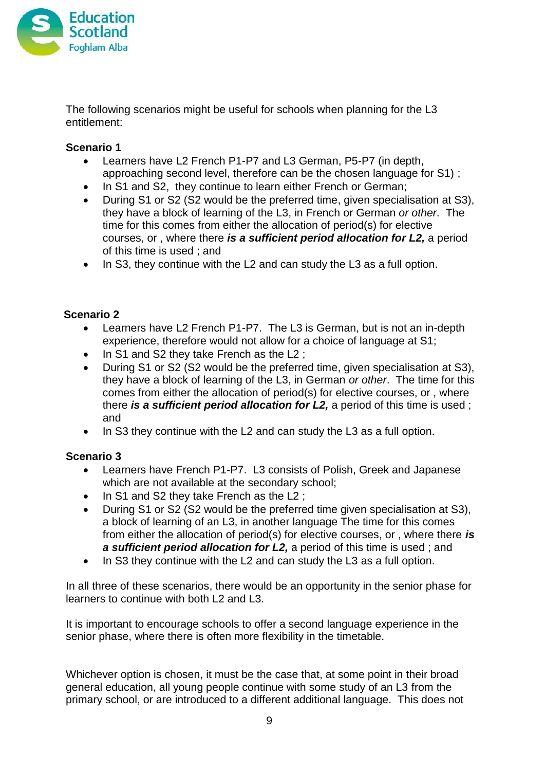The following scenarios might be useful for schools when planning for the L3 entitlement:

**Scenario 1**

- Learners have L2 French P1-P7 and L3 German, P5-P7 (in depth, approaching second level, therefore can be the chosen language for S1) ;
- In S1 and S2, they continue to learn either French or German;
- During S1 or S2 (S2 would be the preferred time, given specialisation at S3), they have a block of learning of the L3, in French or German *or other*. The time for this comes from either the allocation of period(s) for elective courses, or , where there ***is a sufficient period allocation for L2,*** a period of this time is used ; and
- In S3, they continue with the L2 and can study the L3 as a full option.

**Scenario 2**

- Learners have L2 French P1-P7. The L3 is German, but is not an in-depth experience, therefore would not allow for a choice of language at S1;
- In S1 and S2 they take French as the L2 ;
- During S1 or S2 (S2 would be the preferred time, given specialisation at S3), they have a block of learning of the L3, in German *or other*. The time for this comes from either the allocation of period(s) for elective courses, or , where there ***is a sufficient period allocation for L2,*** a period of this time is used ; and
- In S3 they continue with the L2 and can study the L3 as a full option.

**Scenario 3**

- Learners have French P1-P7. L3 consists of Polish, Greek and Japanese which are not available at the secondary school;
- In S1 and S2 they take French as the L2 ;
- During S1 or S2 (S2 would be the preferred time given specialisation at S3), a block of learning of an L3, in another language The time for this comes from either the allocation of period(s) for elective courses, or , where there ***is a sufficient period allocation for L2,*** a period of this time is used ; and
- In S3 they continue with the L2 and can study the L3 as a full option.

In all three of these scenarios, there would be an opportunity in the senior phase for learners to continue with both L2 and L3.

It is important to encourage schools to offer a second language experience in the senior phase, where there is often more flexibility in the timetable.

Whichever option is chosen, it must be the case that, at some point in their broad general education, all young people continue with some study of an L3 from the primary school, or are introduced to a different additional language. This does not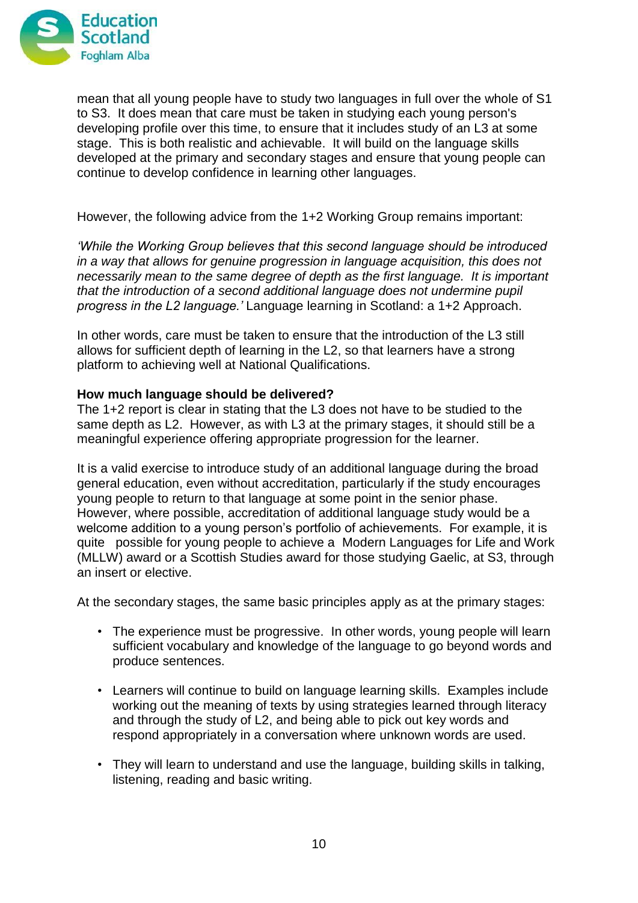mean that all young people have to study two languages in full over the whole of S1 to S3. It does mean that care must be taken in studying each young person's developing profile over this time, to ensure that it includes study of an L3 at some stage. This is both realistic and achievable. It will build on the language skills developed at the primary and secondary stages and ensure that young people can continue to develop confidence in learning other languages.

However, the following advice from the 1+2 Working Group remains important:

*'While the Working Group believes that this second language should be introduced in a way that allows for genuine progression in language acquisition, this does not necessarily mean to the same degree of depth as the first language. It is important that the introduction of a second additional language does not undermine pupil progress in the L2 language.'* Language learning in Scotland: a 1+2 Approach.

In other words, care must be taken to ensure that the introduction of the L3 still allows for sufficient depth of learning in the L2, so that learners have a strong platform to achieving well at National Qualifications.

**How much language should be delivered?**

The 1+2 report is clear in stating that the L3 does not have to be studied to the same depth as L2. However, as with L3 at the primary stages, it should still be a meaningful experience offering appropriate progression for the learner.

It is a valid exercise to introduce study of an additional language during the broad general education, even without accreditation, particularly if the study encourages young people to return to that language at some point in the senior phase. However, where possible, accreditation of additional language study would be a welcome addition to a young person's portfolio of achievements. For example, it is quite possible for young people to achieve a Modern Languages for Life and Work (MLLW) award or a Scottish Studies award for those studying Gaelic, at S3, through an insert or elective.

At the secondary stages, the same basic principles apply as at the primary stages:

- The experience must be progressive. In other words, young people will learn sufficient vocabulary and knowledge of the language to go beyond words and produce sentences.
- Learners will continue to build on language learning skills. Examples include working out the meaning of texts by using strategies learned through literacy and through the study of L2, and being able to pick out key words and respond appropriately in a conversation where unknown words are used.
- They will learn to understand and use the language, building skills in talking, listening, reading and basic writing.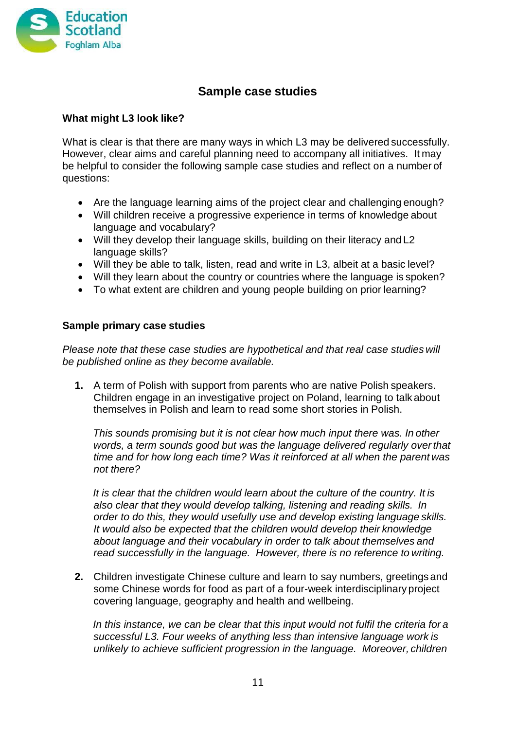## Sample case studies

### What might L3 look like?

What is clear is that there are many ways in which L3 may be delivered successfully. However, clear aims and careful planning need to accompany all initiatives. It may be helpful to consider the following sample case studies and reflect on a number of questions:

- Are the language learning aims of the project clear and challenging enough?
- Will children receive a progressive experience in terms of knowledge about language and vocabulary?
- Will they develop their language skills, building on their literacy and L2 language skills?
- Will they be able to talk, listen, read and write in L3, albeit at a basic level?
- Will they learn about the country or countries where the language is spoken?
- To what extent are children and young people building on prior learning?

### Sample primary case studies

*Please note that these case studies are hypothetical and that real case studies will be published online as they become available.*

1. A term of Polish with support from parents who are native Polish speakers. Children engage in an investigative project on Poland, learning to talk about themselves in Polish and learn to read some short stories in Polish.

   *This sounds promising but it is not clear how much input there was. In other words, a term sounds good but was the language delivered regularly over that time and for how long each time? Was it reinforced at all when the parent was not there?*

   *It is clear that the children would learn about the culture of the country. It is also clear that they would develop talking, listening and reading skills. In order to do this, they would usefully use and develop existing language skills. It would also be expected that the children would develop their knowledge about language and their vocabulary in order to talk about themselves and read successfully in the language. However, there is no reference to writing.*

2. Children investigate Chinese culture and learn to say numbers, greetings and some Chinese words for food as part of a four-week interdisciplinary project covering language, geography and health and wellbeing.

   *In this instance, we can be clear that this input would not fulfil the criteria for a successful L3. Four weeks of anything less than intensive language work is unlikely to achieve sufficient progression in the language. Moreover, children*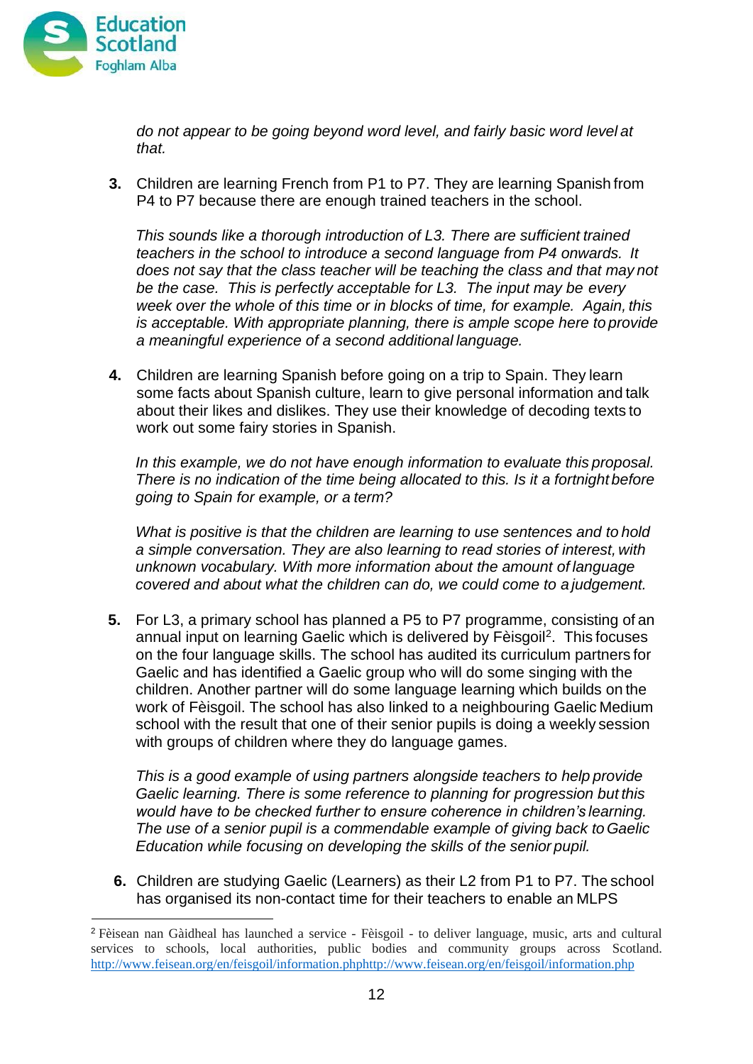*do not appear to be going beyond word level, and fairly basic word level at that.*

3. Children are learning French from P1 to P7. They are learning Spanish from P4 to P7 because there are enough trained teachers in the school.

   *This sounds like a thorough introduction of L3. There are sufficient trained teachers in the school to introduce a second language from P4 onwards. It does not say that the class teacher will be teaching the class and that may not be the case. This is perfectly acceptable for L3. The input may be every week over the whole of this time or in blocks of time, for example. Again, this is acceptable. With appropriate planning, there is ample scope here to provide a meaningful experience of a second additional language.*

4. Children are learning Spanish before going on a trip to Spain. They learn some facts about Spanish culture, learn to give personal information and talk about their likes and dislikes. They use their knowledge of decoding texts to work out some fairy stories in Spanish.

   *In this example, we do not have enough information to evaluate this proposal. There is no indication of the time being allocated to this. Is it a fortnight before going to Spain for example, or a term?*

   *What is positive is that the children are learning to use sentences and to hold a simple conversation. They are also learning to read stories of interest, with unknown vocabulary. With more information about the amount of language covered and about what the children can do, we could come to a judgement.*

5. For L3, a primary school has planned a P5 to P7 programme, consisting of an annual input on learning Gaelic which is delivered by Fèisgoil[2]. This focuses on the four language skills. The school has audited its curriculum partners for Gaelic and has identified a Gaelic group who will do some singing with the children. Another partner will do some language learning which builds on the work of Fèisgoil. The school has also linked to a neighbouring Gaelic Medium school with the result that one of their senior pupils is doing a weekly session with groups of children where they do language games.

   *This is a good example of using partners alongside teachers to help provide Gaelic learning. There is some reference to planning for progression but this would have to be checked further to ensure coherence in children's learning. The use of a senior pupil is a commendable example of giving back to Gaelic Education while focusing on developing the skills of the senior pupil.*

6. Children are studying Gaelic (Learners) as their L2 from P1 to P7. The school has organised its non-contact time for their teachers to enable an MLPS

---

[2] Fèisean nan Gàidheal has launched a service - Fèisgoil - to deliver language, music, arts and cultural services to schools, local authorities, public bodies and community groups across Scotland. http://www.feisean.org/en/feisgoil/information.phphttp://www.feisean.org/en/feisgoil/information.php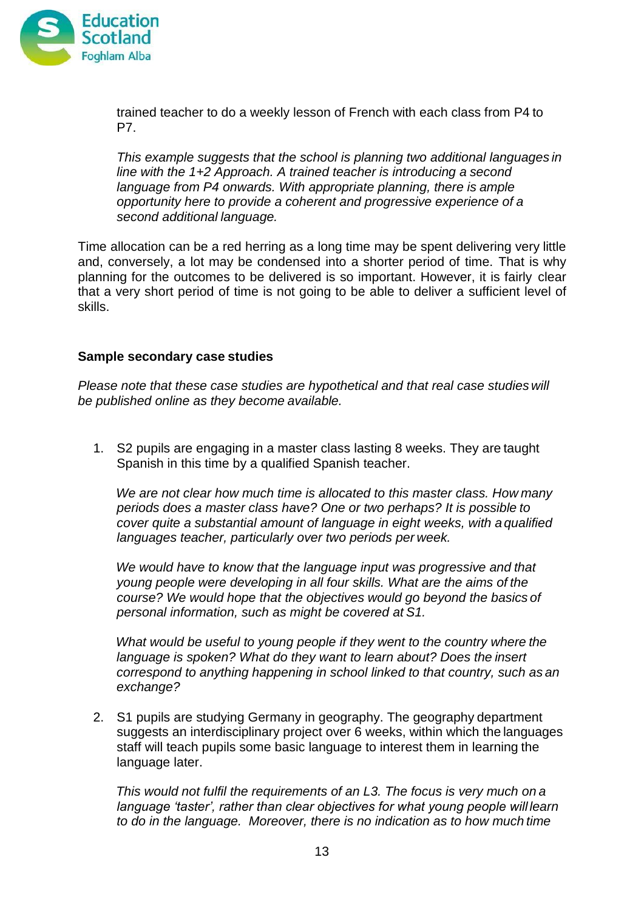trained teacher to do a weekly lesson of French with each class from P4 to P7.

*This example suggests that the school is planning two additional languages in line with the 1+2 Approach. A trained teacher is introducing a second language from P4 onwards. With appropriate planning, there is ample opportunity here to provide a coherent and progressive experience of a second additional language.*

Time allocation can be a red herring as a long time may be spent delivering very little and, conversely, a lot may be condensed into a shorter period of time. That is why planning for the outcomes to be delivered is so important. However, it is fairly clear that a very short period of time is not going to be able to deliver a sufficient level of skills.

**Sample secondary case studies**

*Please note that these case studies are hypothetical and that real case studies will be published online as they become available.*

1. S2 pupils are engaging in a master class lasting 8 weeks. They are taught Spanish in this time by a qualified Spanish teacher.

   *We are not clear how much time is allocated to this master class. How many periods does a master class have? One or two perhaps? It is possible to cover quite a substantial amount of language in eight weeks, with a qualified languages teacher, particularly over two periods per week.*

   *We would have to know that the language input was progressive and that young people were developing in all four skills. What are the aims of the course? We would hope that the objectives would go beyond the basics of personal information, such as might be covered at S1.*

   *What would be useful to young people if they went to the country where the language is spoken? What do they want to learn about? Does the insert correspond to anything happening in school linked to that country, such as an exchange?*

2. S1 pupils are studying Germany in geography. The geography department suggests an interdisciplinary project over 6 weeks, within which the languages staff will teach pupils some basic language to interest them in learning the language later.

   *This would not fulfil the requirements of an L3. The focus is very much on a language 'taster', rather than clear objectives for what young people will learn to do in the language. Moreover, there is no indication as to how much time*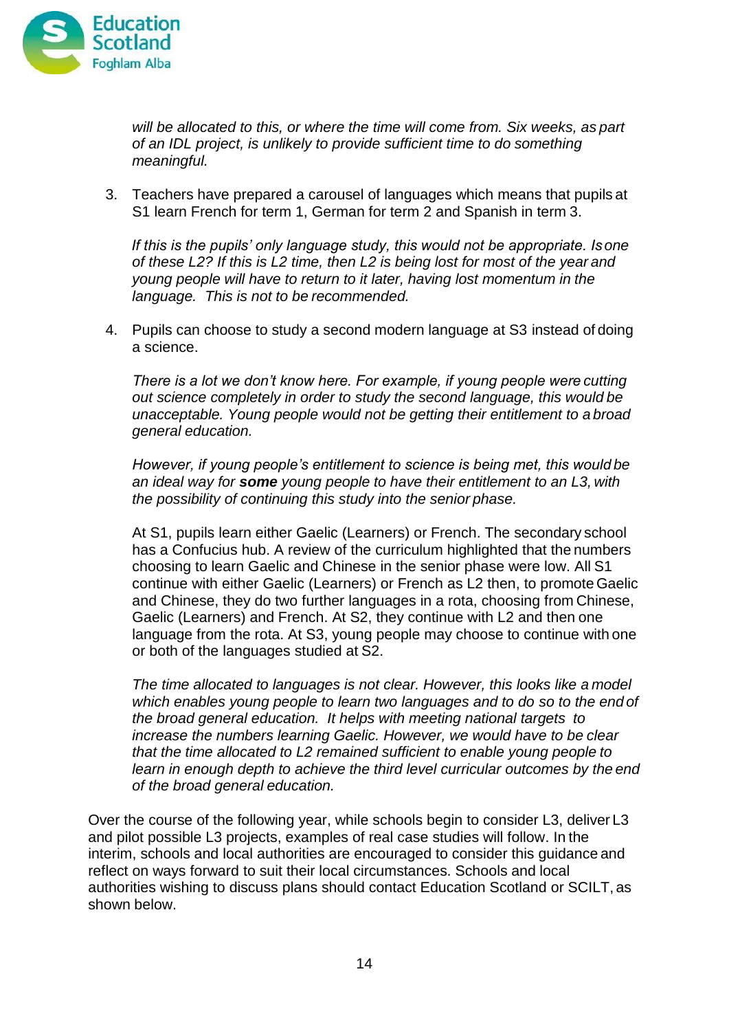*will be allocated to this, or where the time will come from. Six weeks, as part of an IDL project, is unlikely to provide sufficient time to do something meaningful.*

3. Teachers have prepared a carousel of languages which means that pupils at S1 learn French for term 1, German for term 2 and Spanish in term 3.

   *If this is the pupils' only language study, this would not be appropriate. Is one of these L2? If this is L2 time, then L2 is being lost for most of the year and young people will have to return to it later, having lost momentum in the language. This is not to be recommended.*

4. Pupils can choose to study a second modern language at S3 instead of doing a science.

   *There is a lot we don't know here. For example, if young people were cutting out science completely in order to study the second language, this would be unacceptable. Young people would not be getting their entitlement to a broad general education.*

   *However, if young people's entitlement to science is being met, this would be an ideal way for* ***some*** *young people to have their entitlement to an L3, with the possibility of continuing this study into the senior phase.*

   At S1, pupils learn either Gaelic (Learners) or French. The secondary school has a Confucius hub. A review of the curriculum highlighted that the numbers choosing to learn Gaelic and Chinese in the senior phase were low. All S1 continue with either Gaelic (Learners) or French as L2 then, to promote Gaelic and Chinese, they do two further languages in a rota, choosing from Chinese, Gaelic (Learners) and French. At S2, they continue with L2 and then one language from the rota. At S3, young people may choose to continue with one or both of the languages studied at S2.

   *The time allocated to languages is not clear. However, this looks like a model which enables young people to learn two languages and to do so to the end of the broad general education. It helps with meeting national targets to increase the numbers learning Gaelic. However, we would have to be clear that the time allocated to L2 remained sufficient to enable young people to learn in enough depth to achieve the third level curricular outcomes by the end of the broad general education.*

Over the course of the following year, while schools begin to consider L3, deliver L3 and pilot possible L3 projects, examples of real case studies will follow. In the interim, schools and local authorities are encouraged to consider this guidance and reflect on ways forward to suit their local circumstances. Schools and local authorities wishing to discuss plans should contact Education Scotland or SCILT, as shown below.